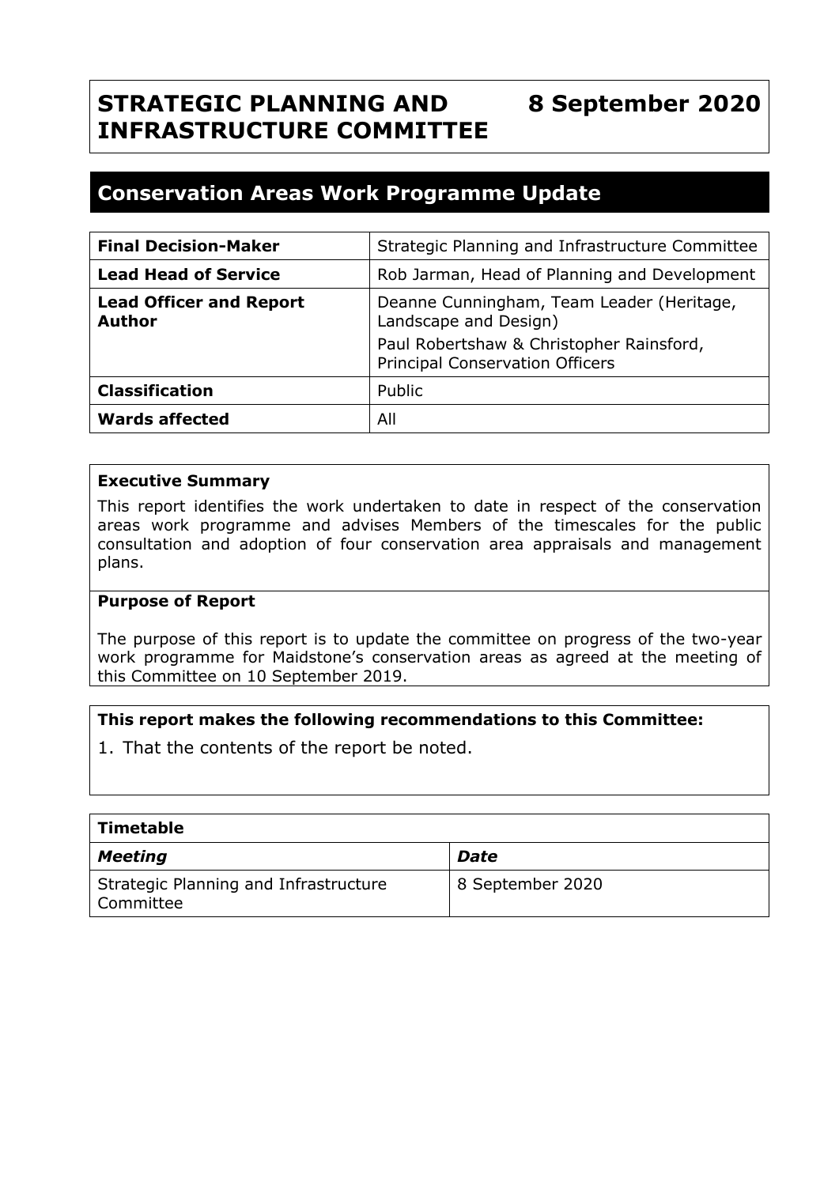# STRATEGIC PLANNING AND INFRASTRUCTURE COMMITTEE

**8 September 2020**

## Conservation Areas Work Programme Update

| | |
|---|---|
| **Final Decision-Maker** | Strategic Planning and Infrastructure Committee |
| **Lead Head of Service** | Rob Jarman, Head of Planning and Development |
| **Lead Officer and Report Author** | Deanne Cunningham, Team Leader (Heritage, Landscape and Design) Paul Robertshaw & Christopher Rainsford, Principal Conservation Officers |
| **Classification** | Public |
| **Wards affected** | All |

**Executive Summary**

This report identifies the work undertaken to date in respect of the conservation areas work programme and advises Members of the timescales for the public consultation and adoption of four conservation area appraisals and management plans.

**Purpose of Report**

The purpose of this report is to update the committee on progress of the two-year work programme for Maidstone's conservation areas as agreed at the meeting of this Committee on 10 September 2019.

**This report makes the following recommendations to this Committee:**

1. That the contents of the report be noted.

| **Timetable** | |
|---|---|
| ***Meeting*** | ***Date*** |
| Strategic Planning and Infrastructure Committee | 8 September 2020 |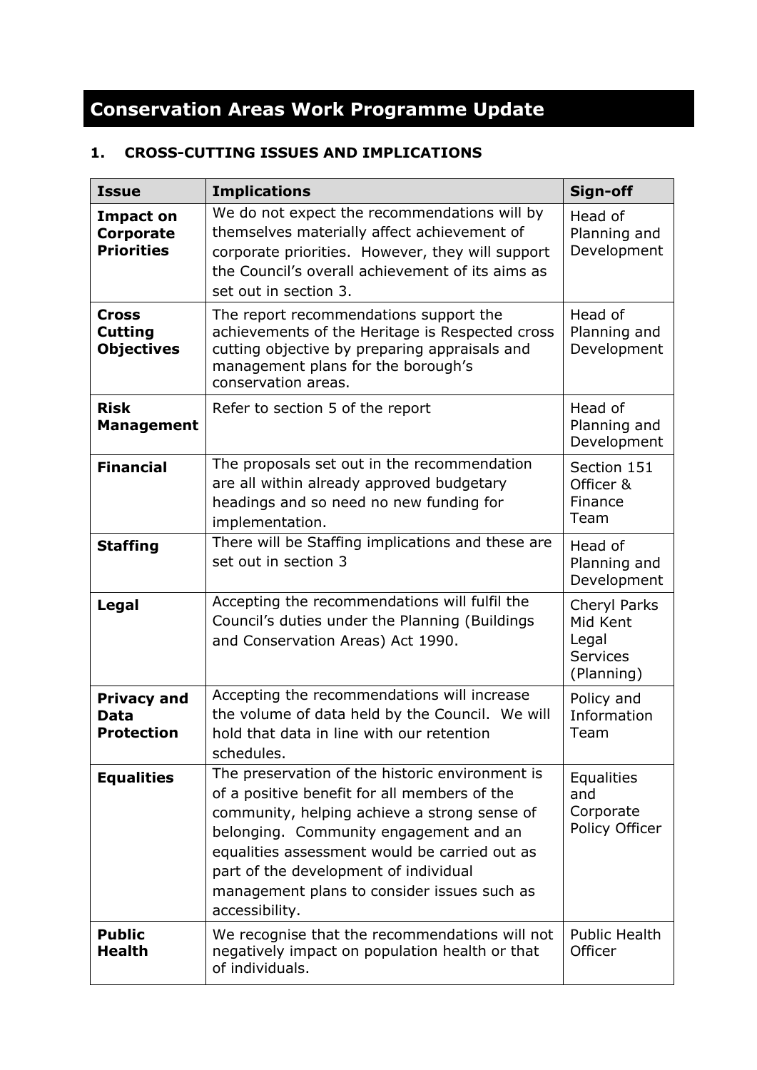# Conservation Areas Work Programme Update

## 1. CROSS-CUTTING ISSUES AND IMPLICATIONS

| Issue | Implications | Sign-off |
|---|---|---|
| **Impact on Corporate Priorities** | We do not expect the recommendations will by themselves materially affect achievement of corporate priorities. However, they will support the Council's overall achievement of its aims as set out in section 3. | Head of Planning and Development |
| **Cross Cutting Objectives** | The report recommendations support the achievements of the Heritage is Respected cross cutting objective by preparing appraisals and management plans for the borough's conservation areas. | Head of Planning and Development |
| **Risk Management** | Refer to section 5 of the report | Head of Planning and Development |
| **Financial** | The proposals set out in the recommendation are all within already approved budgetary headings and so need no new funding for implementation. | Section 151 Officer & Finance Team |
| **Staffing** | There will be Staffing implications and these are set out in section 3 | Head of Planning and Development |
| **Legal** | Accepting the recommendations will fulfil the Council's duties under the Planning (Buildings and Conservation Areas) Act 1990. | Cheryl Parks Mid Kent Legal Services (Planning) |
| **Privacy and Data Protection** | Accepting the recommendations will increase the volume of data held by the Council. We will hold that data in line with our retention schedules. | Policy and Information Team |
| **Equalities** | The preservation of the historic environment is of a positive benefit for all members of the community, helping achieve a strong sense of belonging. Community engagement and an equalities assessment would be carried out as part of the development of individual management plans to consider issues such as accessibility. | Equalities and Corporate Policy Officer |
| **Public Health** | We recognise that the recommendations will not negatively impact on population health or that of individuals. | Public Health Officer |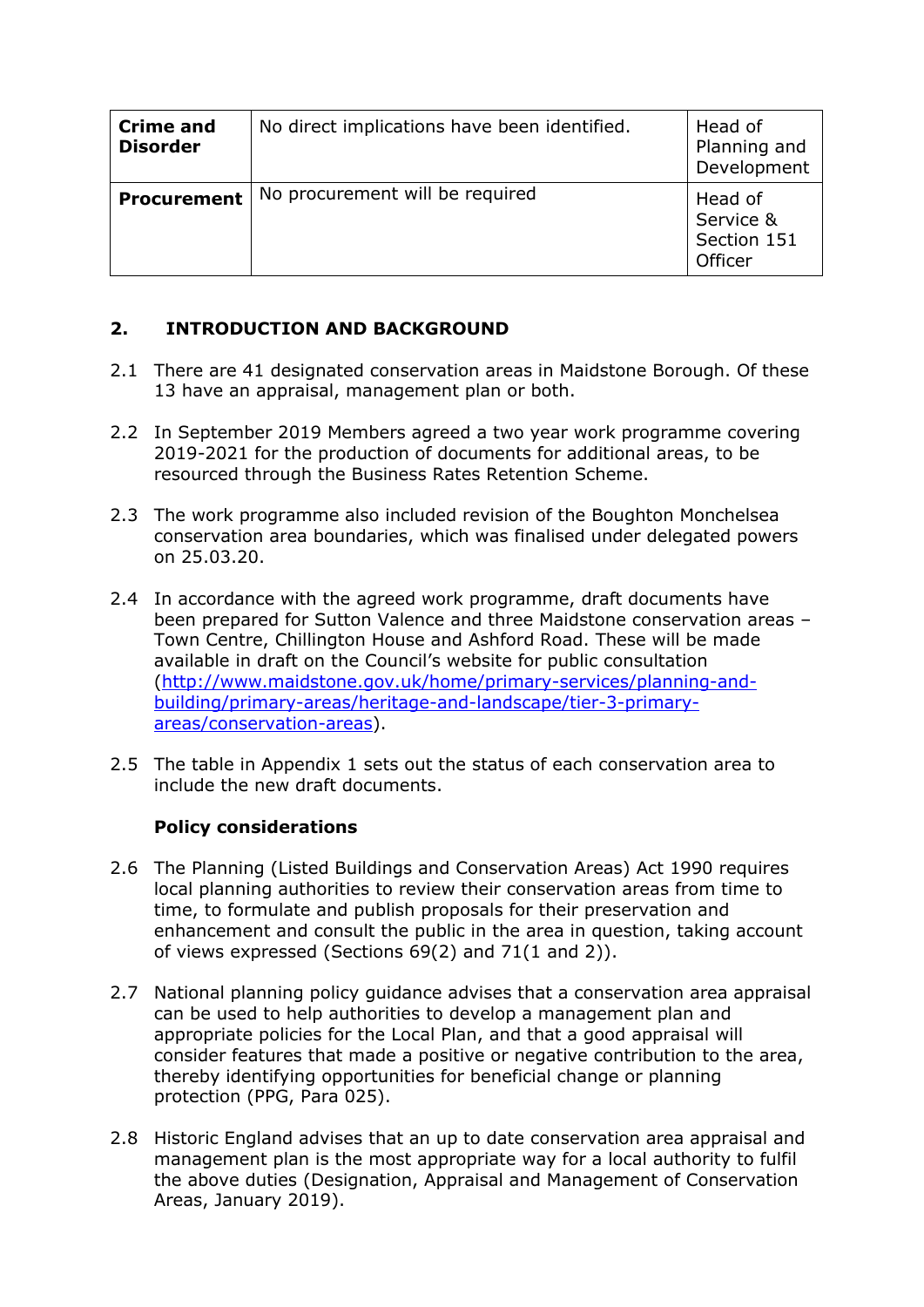| | | |
|---|---|---|
| **Crime and Disorder** | No direct implications have been identified. | Head of Planning and Development |
| **Procurement** | No procurement will be required | Head of Service & Section 151 Officer |

## 2. INTRODUCTION AND BACKGROUND

2.1 There are 41 designated conservation areas in Maidstone Borough. Of these 13 have an appraisal, management plan or both.

2.2 In September 2019 Members agreed a two year work programme covering 2019-2021 for the production of documents for additional areas, to be resourced through the Business Rates Retention Scheme.

2.3 The work programme also included revision of the Boughton Monchelsea conservation area boundaries, which was finalised under delegated powers on 25.03.20.

2.4 In accordance with the agreed work programme, draft documents have been prepared for Sutton Valence and three Maidstone conservation areas – Town Centre, Chillington House and Ashford Road. These will be made available in draft on the Council's website for public consultation ([http://www.maidstone.gov.uk/home/primary-services/planning-and-building/primary-areas/heritage-and-landscape/tier-3-primary-areas/conservation-areas](http://www.maidstone.gov.uk/home/primary-services/planning-and-building/primary-areas/heritage-and-landscape/tier-3-primary-areas/conservation-areas)).

2.5 The table in Appendix 1 sets out the status of each conservation area to include the new draft documents.

**Policy considerations**

2.6 The Planning (Listed Buildings and Conservation Areas) Act 1990 requires local planning authorities to review their conservation areas from time to time, to formulate and publish proposals for their preservation and enhancement and consult the public in the area in question, taking account of views expressed (Sections 69(2) and 71(1 and 2)).

2.7 National planning policy guidance advises that a conservation area appraisal can be used to help authorities to develop a management plan and appropriate policies for the Local Plan, and that a good appraisal will consider features that made a positive or negative contribution to the area, thereby identifying opportunities for beneficial change or planning protection (PPG, Para 025).

2.8 Historic England advises that an up to date conservation area appraisal and management plan is the most appropriate way for a local authority to fulfil the above duties (Designation, Appraisal and Management of Conservation Areas, January 2019).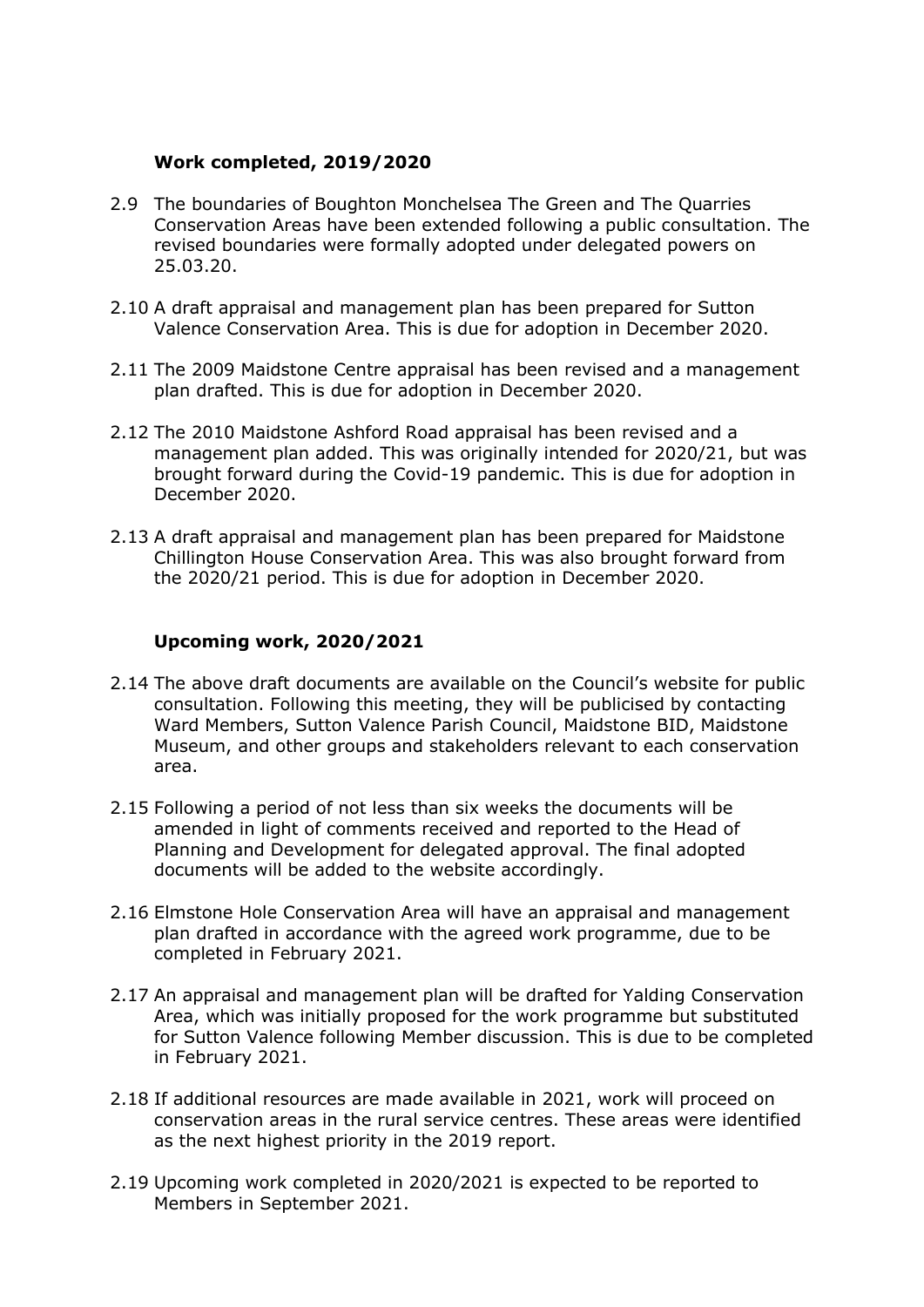**Work completed, 2019/2020**

2.9 The boundaries of Boughton Monchelsea The Green and The Quarries Conservation Areas have been extended following a public consultation. The revised boundaries were formally adopted under delegated powers on 25.03.20.

2.10 A draft appraisal and management plan has been prepared for Sutton Valence Conservation Area. This is due for adoption in December 2020.

2.11 The 2009 Maidstone Centre appraisal has been revised and a management plan drafted. This is due for adoption in December 2020.

2.12 The 2010 Maidstone Ashford Road appraisal has been revised and a management plan added. This was originally intended for 2020/21, but was brought forward during the Covid-19 pandemic. This is due for adoption in December 2020.

2.13 A draft appraisal and management plan has been prepared for Maidstone Chillington House Conservation Area. This was also brought forward from the 2020/21 period. This is due for adoption in December 2020.

**Upcoming work, 2020/2021**

2.14 The above draft documents are available on the Council's website for public consultation. Following this meeting, they will be publicised by contacting Ward Members, Sutton Valence Parish Council, Maidstone BID, Maidstone Museum, and other groups and stakeholders relevant to each conservation area.

2.15 Following a period of not less than six weeks the documents will be amended in light of comments received and reported to the Head of Planning and Development for delegated approval. The final adopted documents will be added to the website accordingly.

2.16 Elmstone Hole Conservation Area will have an appraisal and management plan drafted in accordance with the agreed work programme, due to be completed in February 2021.

2.17 An appraisal and management plan will be drafted for Yalding Conservation Area, which was initially proposed for the work programme but substituted for Sutton Valence following Member discussion. This is due to be completed in February 2021.

2.18 If additional resources are made available in 2021, work will proceed on conservation areas in the rural service centres. These areas were identified as the next highest priority in the 2019 report.

2.19 Upcoming work completed in 2020/2021 is expected to be reported to Members in September 2021.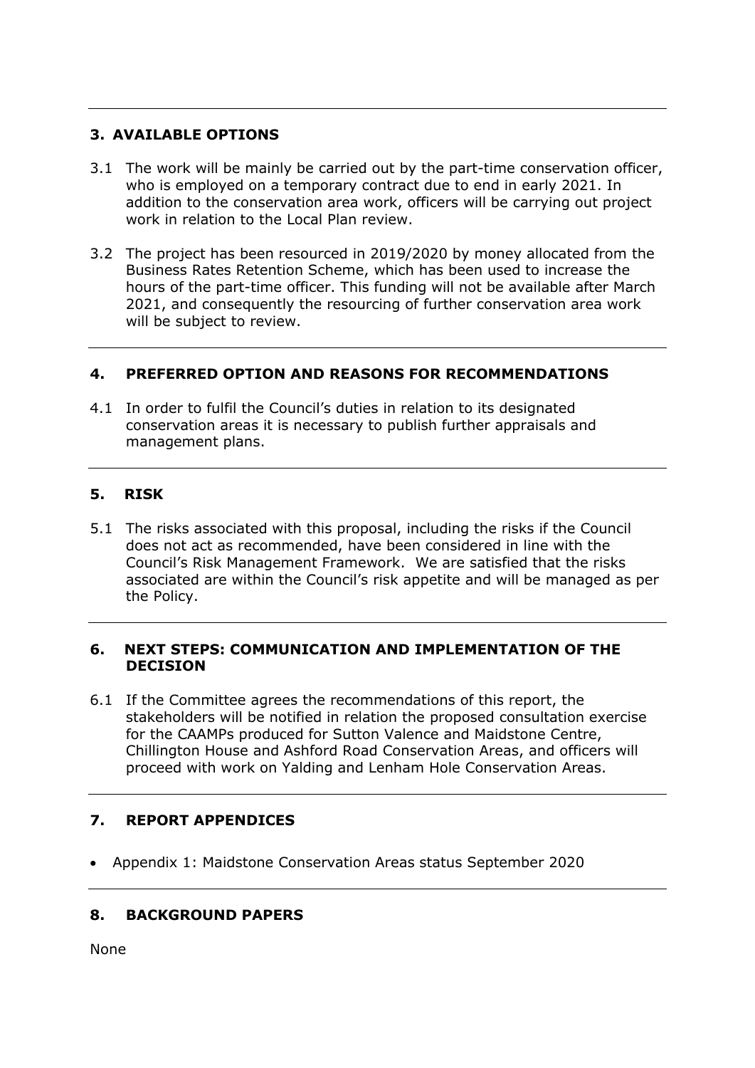## 3. AVAILABLE OPTIONS

3.1 The work will be mainly be carried out by the part-time conservation officer, who is employed on a temporary contract due to end in early 2021. In addition to the conservation area work, officers will be carrying out project work in relation to the Local Plan review.

3.2 The project has been resourced in 2019/2020 by money allocated from the Business Rates Retention Scheme, which has been used to increase the hours of the part-time officer. This funding will not be available after March 2021, and consequently the resourcing of further conservation area work will be subject to review.

## 4. PREFERRED OPTION AND REASONS FOR RECOMMENDATIONS

4.1 In order to fulfil the Council's duties in relation to its designated conservation areas it is necessary to publish further appraisals and management plans.

## 5. RISK

5.1 The risks associated with this proposal, including the risks if the Council does not act as recommended, have been considered in line with the Council's Risk Management Framework. We are satisfied that the risks associated are within the Council's risk appetite and will be managed as per the Policy.

## 6. NEXT STEPS: COMMUNICATION AND IMPLEMENTATION OF THE DECISION

6.1 If the Committee agrees the recommendations of this report, the stakeholders will be notified in relation the proposed consultation exercise for the CAAMPs produced for Sutton Valence and Maidstone Centre, Chillington House and Ashford Road Conservation Areas, and officers will proceed with work on Yalding and Lenham Hole Conservation Areas.

## 7. REPORT APPENDICES

- Appendix 1: Maidstone Conservation Areas status September 2020

## 8. BACKGROUND PAPERS

None